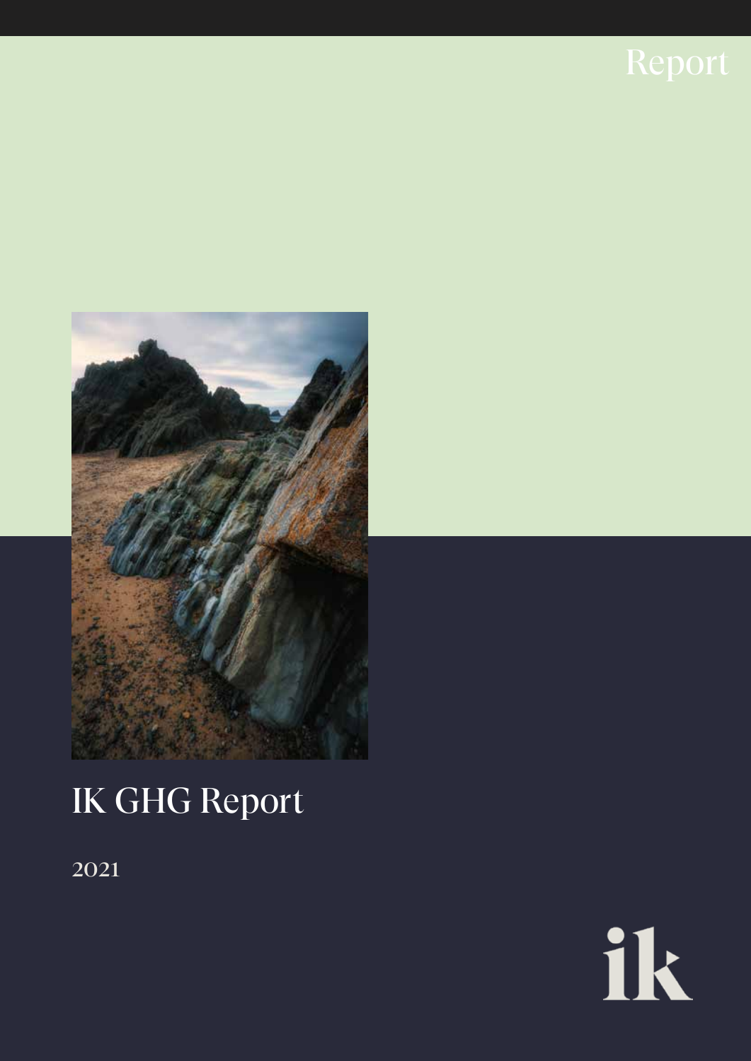Report

# IK GHG Report

2021

ik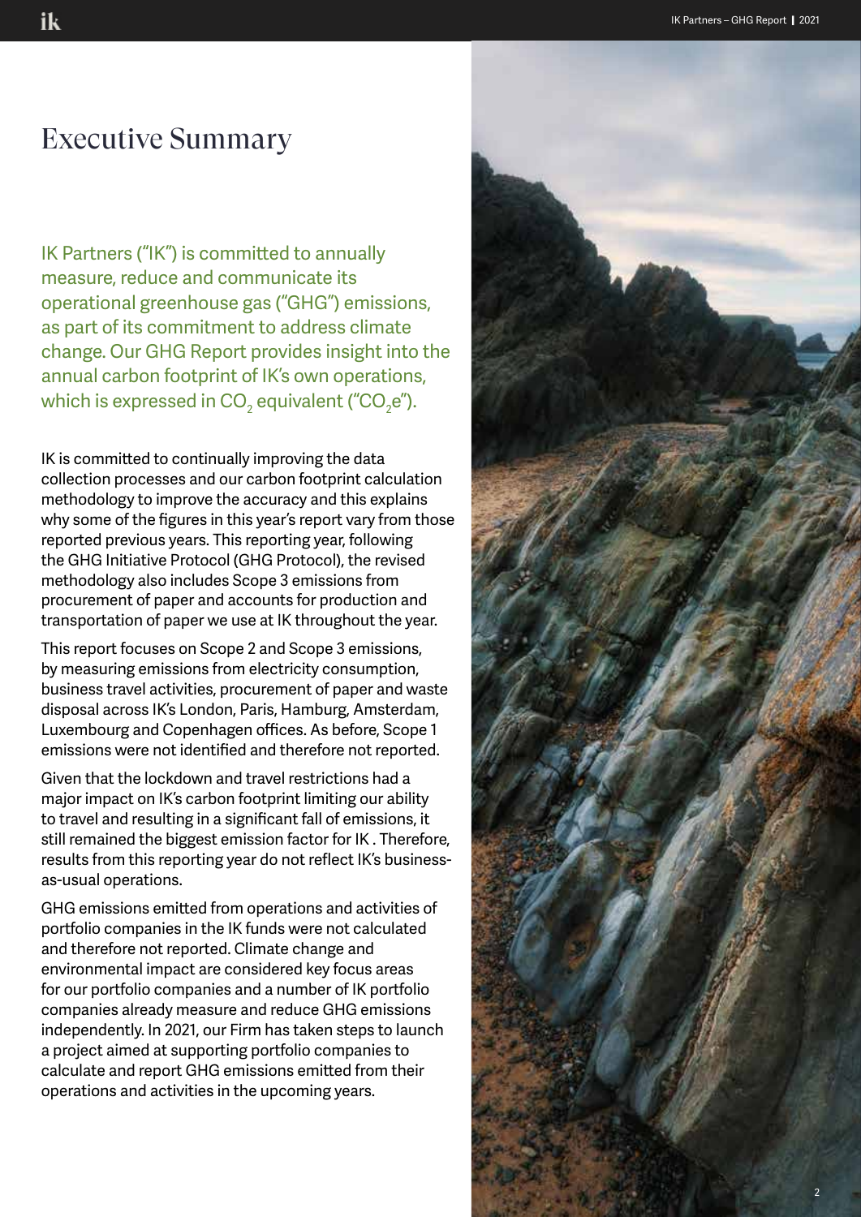# Executive Summary

IK Partners ("IK") is committed to annually measure, reduce and communicate its operational greenhouse gas ("GHG") emissions, as part of its commitment to address climate change. Our GHG Report provides insight into the annual carbon footprint of IK's own operations, which is expressed in $CO_2$ equivalent ("$CO_2e$").

IK is committed to continually improving the data collection processes and our carbon footprint calculation methodology to improve the accuracy and this explains why some of the figures in this year's report vary from those reported previous years. This reporting year, following the GHG Initiative Protocol (GHG Protocol), the revised methodology also includes Scope 3 emissions from procurement of paper and accounts for production and transportation of paper we use at IK throughout the year.

This report focuses on Scope 2 and Scope 3 emissions, by measuring emissions from electricity consumption, business travel activities, procurement of paper and waste disposal across IK's London, Paris, Hamburg, Amsterdam, Luxembourg and Copenhagen offices. As before, Scope 1 emissions were not identified and therefore not reported.

Given that the lockdown and travel restrictions had a major impact on IK's carbon footprint limiting our ability to travel and resulting in a significant fall of emissions, it still remained the biggest emission factor for IK . Therefore, results from this reporting year do not reflect IK's business-as-usual operations.

GHG emissions emitted from operations and activities of portfolio companies in the IK funds were not calculated and therefore not reported. Climate change and environmental impact are considered key focus areas for our portfolio companies and a number of IK portfolio companies already measure and reduce GHG emissions independently. In 2021, our Firm has taken steps to launch a project aimed at supporting portfolio companies to calculate and report GHG emissions emitted from their operations and activities in the upcoming years.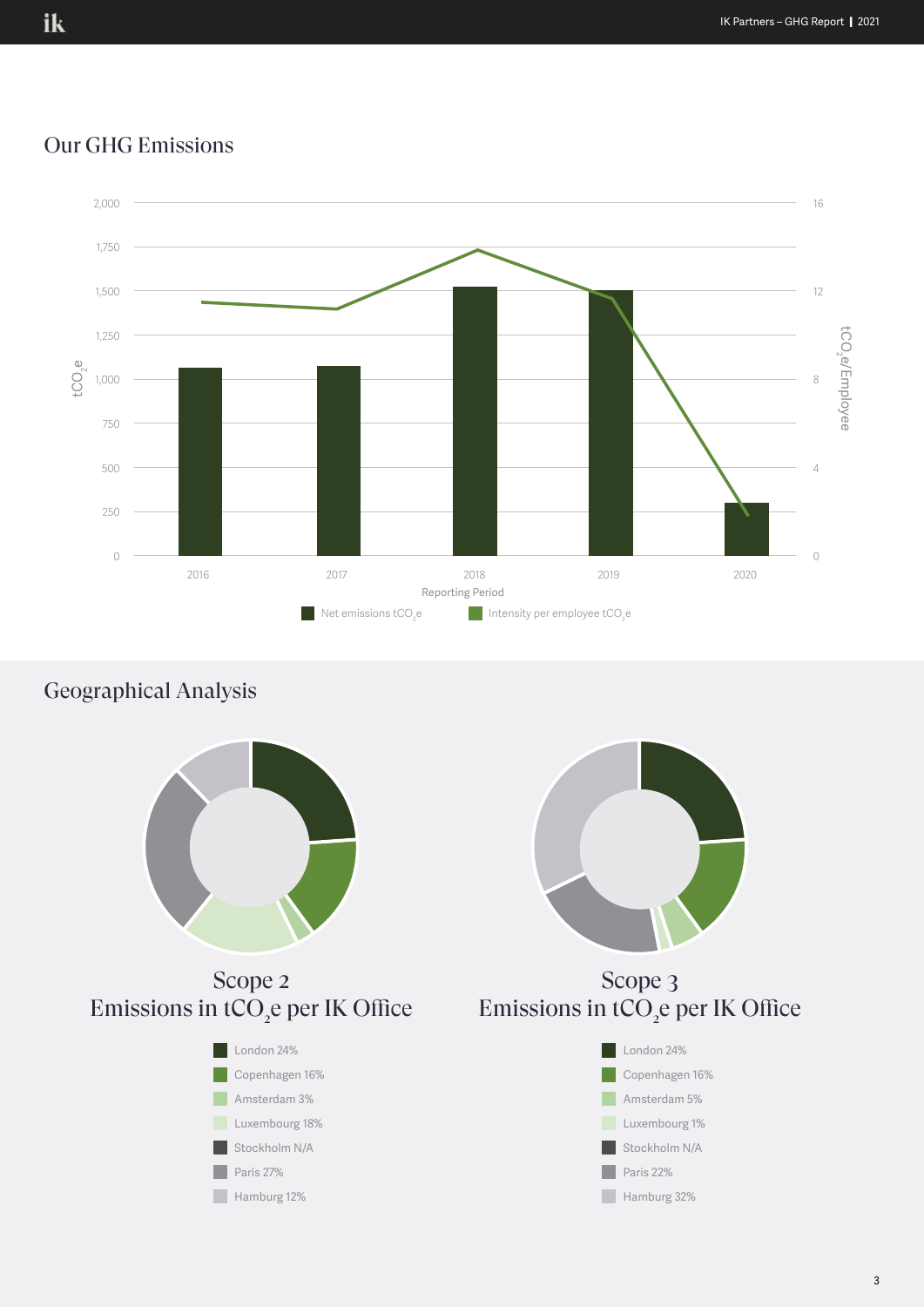## Our GHG Emissions

Net emissions $tCO_2e$ | Intensity per employee $tCO_2e$

Reporting Period: 2016, 2017, 2018, 2019, 2020

## Geographical Analysis

### Scope 2 Emissions in $tCO_2e$ per IK Office

- London 24%
- Copenhagen 16%
- Amsterdam 3%
- Luxembourg 18%
- Stockholm N/A
- Paris 27%
- Hamburg 12%

### Scope 3 Emissions in $tCO_2e$ per IK Office

- London 24%
- Copenhagen 16%
- Amsterdam 5%
- Luxembourg 1%
- Stockholm N/A
- Paris 22%
- Hamburg 32%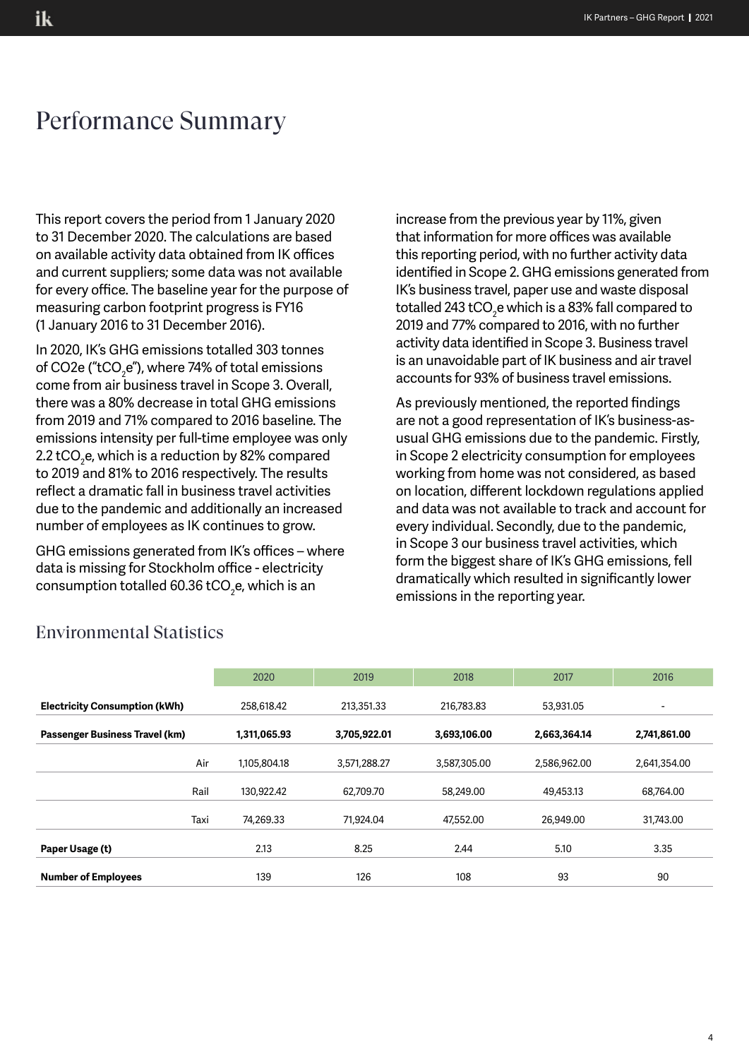# Performance Summary

This report covers the period from 1 January 2020 to 31 December 2020. The calculations are based on available activity data obtained from IK offices and current suppliers; some data was not available for every office. The baseline year for the purpose of measuring carbon footprint progress is FY16 (1 January 2016 to 31 December 2016).

In 2020, IK's GHG emissions totalled 303 tonnes of CO2e ("$tCO_2e$"), where 74% of total emissions come from air business travel in Scope 3. Overall, there was a 80% decrease in total GHG emissions from 2019 and 71% compared to 2016 baseline. The emissions intensity per full-time employee was only 2.2 $tCO_2e$, which is a reduction by 82% compared to 2019 and 81% to 2016 respectively. The results reflect a dramatic fall in business travel activities due to the pandemic and additionally an increased number of employees as IK continues to grow.

GHG emissions generated from IK's offices – where data is missing for Stockholm office - electricity consumption totalled 60.36 $tCO_2e$, which is an increase from the previous year by 11%, given that information for more offices was available this reporting period, with no further activity data identified in Scope 2. GHG emissions generated from IK's business travel, paper use and waste disposal totalled 243 $tCO_2e$ which is a 83% fall compared to 2019 and 77% compared to 2016, with no further activity data identified in Scope 3. Business travel is an unavoidable part of IK business and air travel accounts for 93% of business travel emissions.

As previously mentioned, the reported findings are not a good representation of IK's business-as-usual GHG emissions due to the pandemic. Firstly, in Scope 2 electricity consumption for employees working from home was not considered, as based on location, different lockdown regulations applied and data was not available to track and account for every individual. Secondly, due to the pandemic, in Scope 3 our business travel activities, which form the biggest share of IK's GHG emissions, fell dramatically which resulted in significantly lower emissions in the reporting year.

## Environmental Statistics

| | 2020 | 2019 | 2018 | 2017 | 2016 |
|---|---|---|---|---|---|
| **Electricity Consumption (kWh)** | 258,618.42 | 213,351.33 | 216,783.83 | 53,931.05 | - |
| **Passenger Business Travel (km)** | **1,311,065.93** | **3,705,922.01** | **3,693,106.00** | **2,663,364.14** | **2,741,861.00** |
| Air | 1,105,804.18 | 3,571,288.27 | 3,587,305.00 | 2,586,962.00 | 2,641,354.00 |
| Rail | 130,922.42 | 62,709.70 | 58,249.00 | 49,453.13 | 68,764.00 |
| Taxi | 74,269.33 | 71,924.04 | 47,552.00 | 26,949.00 | 31,743.00 |
| **Paper Usage (t)** | 2.13 | 8.25 | 2.44 | 5.10 | 3.35 |
| **Number of Employees** | 139 | 126 | 108 | 93 | 90 |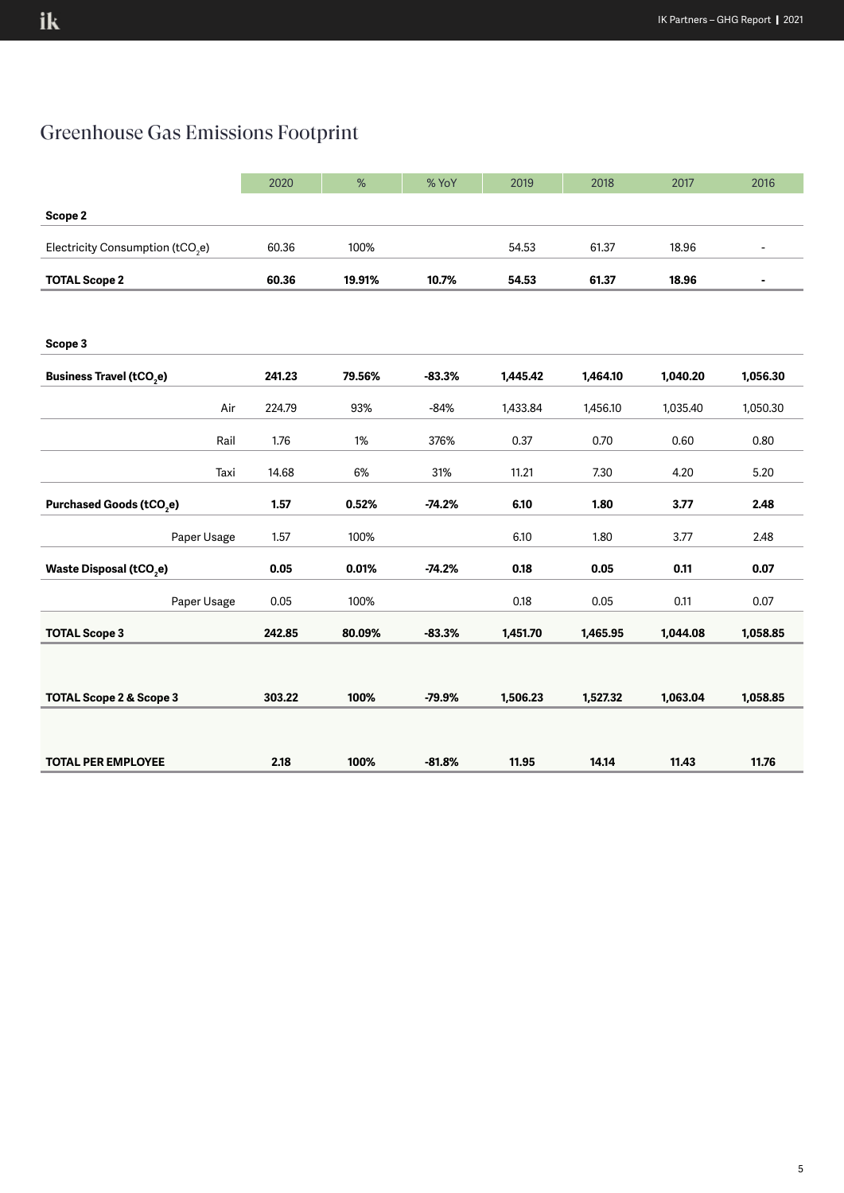# Greenhouse Gas Emissions Footprint

| | 2020 | % | % YoY | 2019 | 2018 | 2017 | 2016 |
|---|---|---|---|---|---|---|---|
| **Scope 2** | | | | | | | |
| Electricity Consumption ($tCO_2e$) | 60.36 | 100% | | 54.53 | 61.37 | 18.96 | - |
| **TOTAL Scope 2** | **60.36** | **19.91%** | **10.7%** | **54.53** | **61.37** | **18.96** | **-** |
| | | | | | | | |
| **Scope 3** | | | | | | | |
| **Business Travel ($tCO_2e$)** | **241.23** | **79.56%** | **-83.3%** | **1,445.42** | **1,464.10** | **1,040.20** | **1,056.30** |
| Air | 224.79 | 93% | -84% | 1,433.84 | 1,456.10 | 1,035.40 | 1,050.30 |
| Rail | 1.76 | 1% | 376% | 0.37 | 0.70 | 0.60 | 0.80 |
| Taxi | 14.68 | 6% | 31% | 11.21 | 7.30 | 4.20 | 5.20 |
| **Purchased Goods ($tCO_2e$)** | **1.57** | **0.52%** | **-74.2%** | **6.10** | **1.80** | **3.77** | **2.48** |
| Paper Usage | 1.57 | 100% | | 6.10 | 1.80 | 3.77 | 2.48 |
| **Waste Disposal ($tCO_2e$)** | **0.05** | **0.01%** | **-74.2%** | **0.18** | **0.05** | **0.11** | **0.07** |
| Paper Usage | 0.05 | 100% | | 0.18 | 0.05 | 0.11 | 0.07 |
| **TOTAL Scope 3** | **242.85** | **80.09%** | **-83.3%** | **1,451.70** | **1,465.95** | **1,044.08** | **1,058.85** |
| | | | | | | | |
| **TOTAL Scope 2 & Scope 3** | **303.22** | **100%** | **-79.9%** | **1,506.23** | **1,527.32** | **1,063.04** | **1,058.85** |
| | | | | | | | |
| **TOTAL PER EMPLOYEE** | **2.18** | **100%** | **-81.8%** | **11.95** | **14.14** | **11.43** | **11.76** |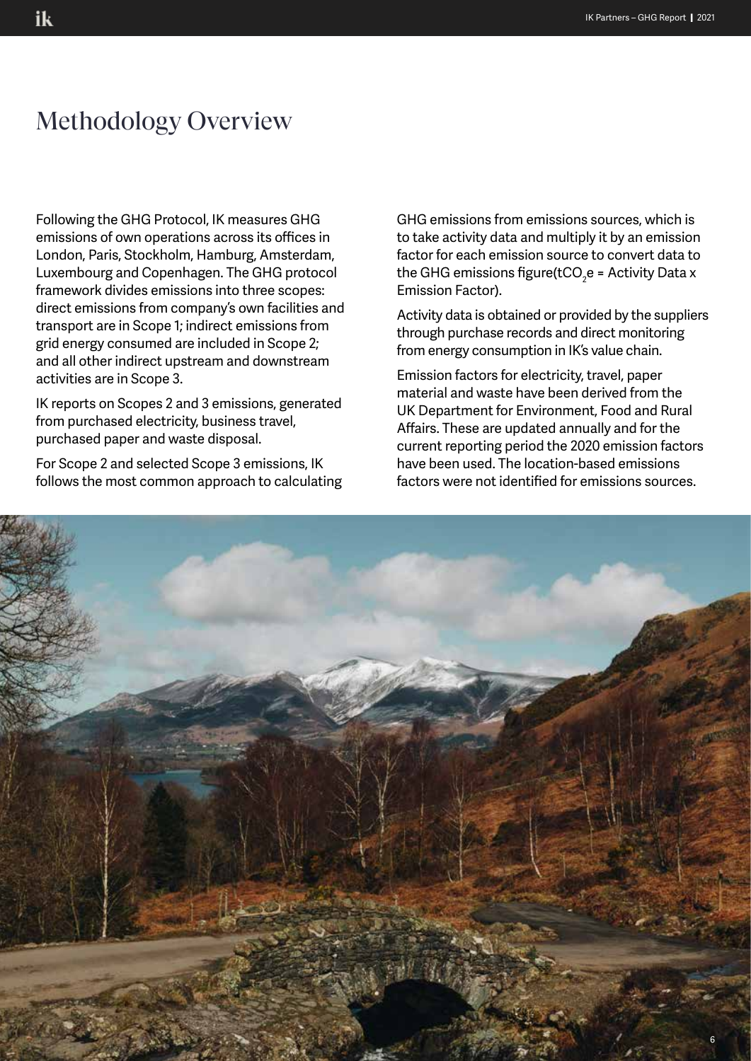# Methodology Overview

Following the GHG Protocol, IK measures GHG emissions of own operations across its offices in London, Paris, Stockholm, Hamburg, Amsterdam, Luxembourg and Copenhagen. The GHG protocol framework divides emissions into three scopes: direct emissions from company's own facilities and transport are in Scope 1; indirect emissions from grid energy consumed are included in Scope 2; and all other indirect upstream and downstream activities are in Scope 3.

IK reports on Scopes 2 and 3 emissions, generated from purchased electricity, business travel, purchased paper and waste disposal.

For Scope 2 and selected Scope 3 emissions, IK follows the most common approach to calculating GHG emissions from emissions sources, which is to take activity data and multiply it by an emission factor for each emission source to convert data to the GHG emissions figure($tCO_2e$ = Activity Data x Emission Factor).

Activity data is obtained or provided by the suppliers through purchase records and direct monitoring from energy consumption in IK's value chain.

Emission factors for electricity, travel, paper material and waste have been derived from the UK Department for Environment, Food and Rural Affairs. These are updated annually and for the current reporting period the 2020 emission factors have been used. The location-based emissions factors were not identified for emissions sources.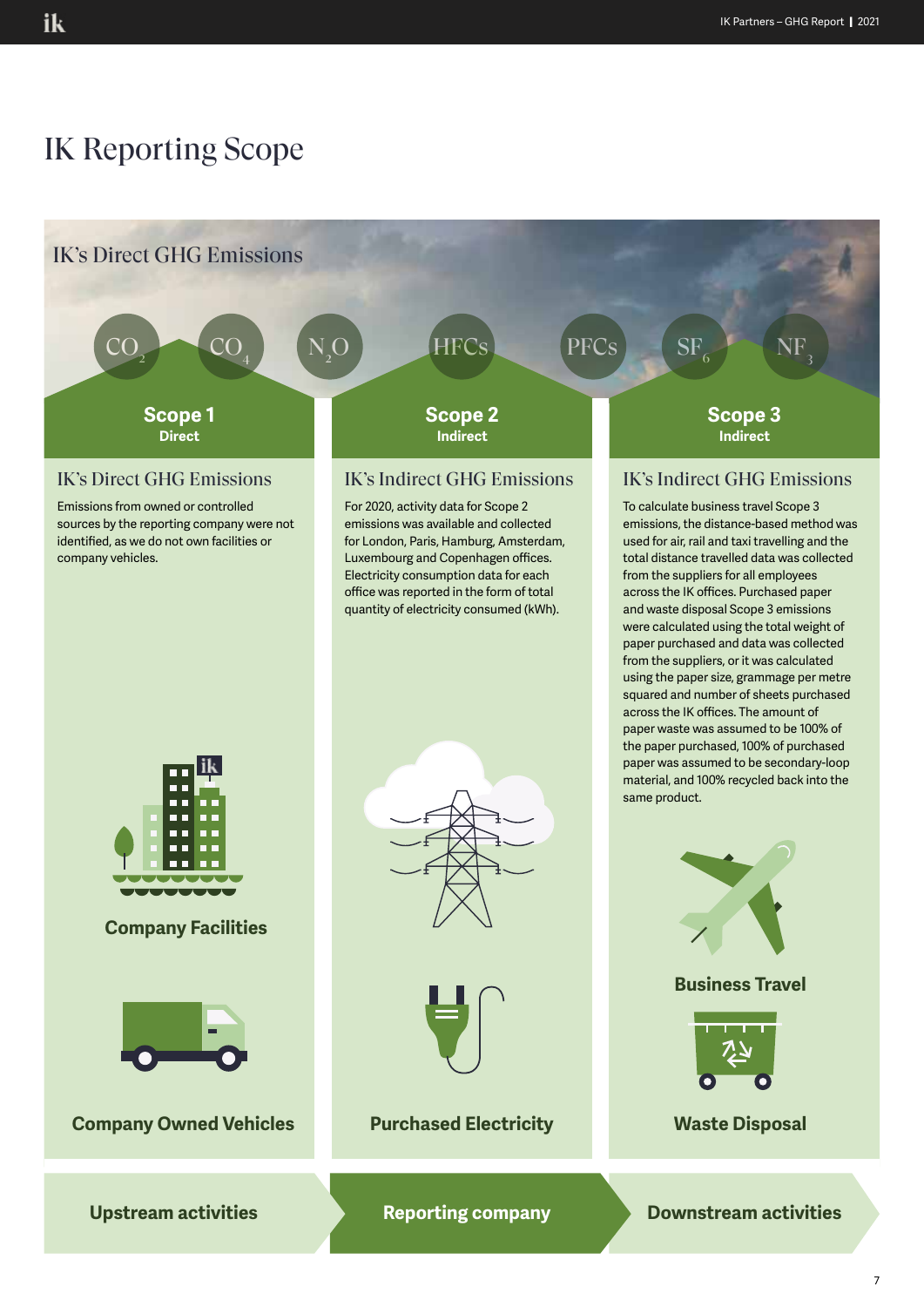# IK Reporting Scope

## IK's Direct GHG Emissions

$CO_2$ $CO_4$ $N_2O$ HFCs PFCs $SF_6$ $NF_3$

### Scope 1
**Direct**

#### IK's Direct GHG Emissions

Emissions from owned or controlled sources by the reporting company were not identified, as we do not own facilities or company vehicles.

**Company Facilities**

**Company Owned Vehicles**

### Scope 2
**Indirect**

#### IK's Indirect GHG Emissions

For 2020, activity data for Scope 2 emissions was available and collected for London, Paris, Hamburg, Amsterdam, Luxembourg and Copenhagen offices. Electricity consumption data for each office was reported in the form of total quantity of electricity consumed (kWh).

**Purchased Electricity**

### Scope 3
**Indirect**

#### IK's Indirect GHG Emissions

To calculate business travel Scope 3 emissions, the distance-based method was used for air, rail and taxi travelling and the total distance travelled data was collected from the suppliers for all employees across the IK offices. Purchased paper and waste disposal Scope 3 emissions were calculated using the total weight of paper purchased and data was collected from the suppliers, or it was calculated using the paper size, grammage per metre squared and number of sheets purchased across the IK offices. The amount of paper waste was assumed to be 100% of the paper purchased, 100% of purchased paper was assumed to be secondary-loop material, and 100% recycled back into the same product.

**Business Travel**

**Waste Disposal**

**Upstream activities** | **Reporting company** | **Downstream activities**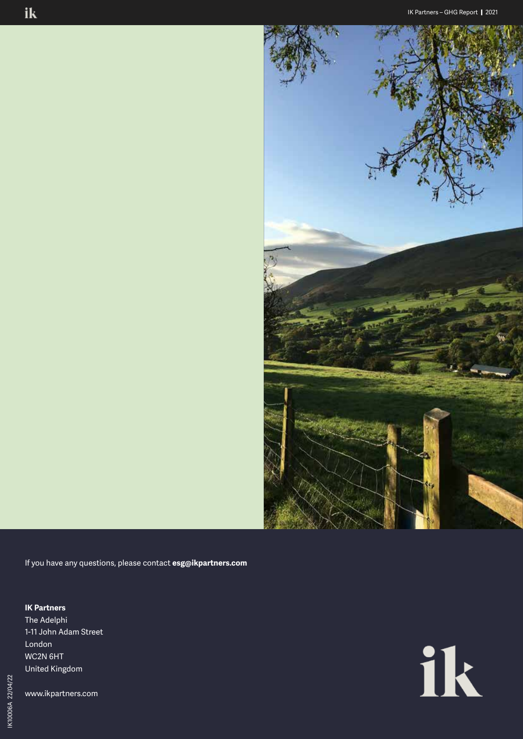If you have any questions, please contact **esg@ikpartners.com**

**IK Partners**
The Adelphi
1-11 John Adam Street
London
WC2N 6HT
United Kingdom

www.ikpartners.com

IK10006A 22/04/22